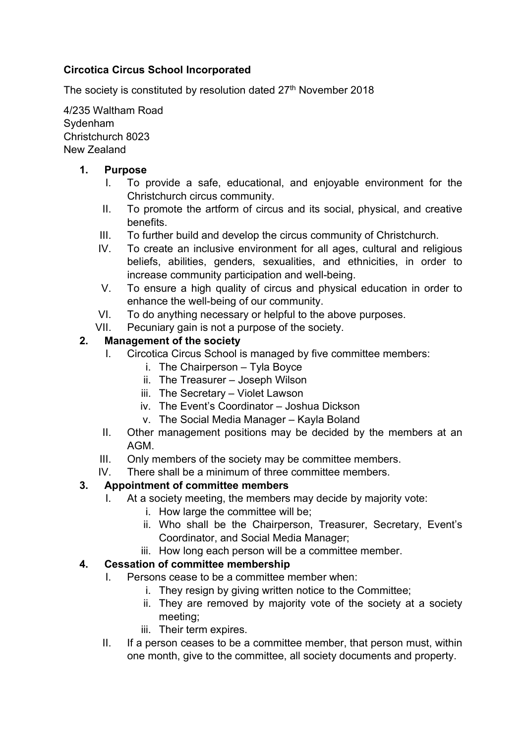**Circotica Circus School Incorporated**

The society is constituted by resolution dated 27th November 2018

4/235 Waltham Road
Sydenham
Christchurch 8023
New Zealand

1. **Purpose**
   - I. To provide a safe, educational, and enjoyable environment for the Christchurch circus community.
   - II. To promote the artform of circus and its social, physical, and creative benefits.
   - III. To further build and develop the circus community of Christchurch.
   - IV. To create an inclusive environment for all ages, cultural and religious beliefs, abilities, genders, sexualities, and ethnicities, in order to increase community participation and well-being.
   - V. To ensure a high quality of circus and physical education in order to enhance the well-being of our community.
   - VI. To do anything necessary or helpful to the above purposes.
   - VII. Pecuniary gain is not a purpose of the society.
2. **Management of the society**
   - I. Circotica Circus School is managed by five committee members:
     - i. The Chairperson – Tyla Boyce
     - ii. The Treasurer – Joseph Wilson
     - iii. The Secretary – Violet Lawson
     - iv. The Event's Coordinator – Joshua Dickson
     - v. The Social Media Manager – Kayla Boland
   - II. Other management positions may be decided by the members at an AGM.
   - III. Only members of the society may be committee members.
   - IV. There shall be a minimum of three committee members.
3. **Appointment of committee members**
   - I. At a society meeting, the members may decide by majority vote:
     - i. How large the committee will be;
     - ii. Who shall be the Chairperson, Treasurer, Secretary, Event's Coordinator, and Social Media Manager;
     - iii. How long each person will be a committee member.
4. **Cessation of committee membership**
   - I. Persons cease to be a committee member when:
     - i. They resign by giving written notice to the Committee;
     - ii. They are removed by majority vote of the society at a society meeting;
     - iii. Their term expires.
   - II. If a person ceases to be a committee member, that person must, within one month, give to the committee, all society documents and property.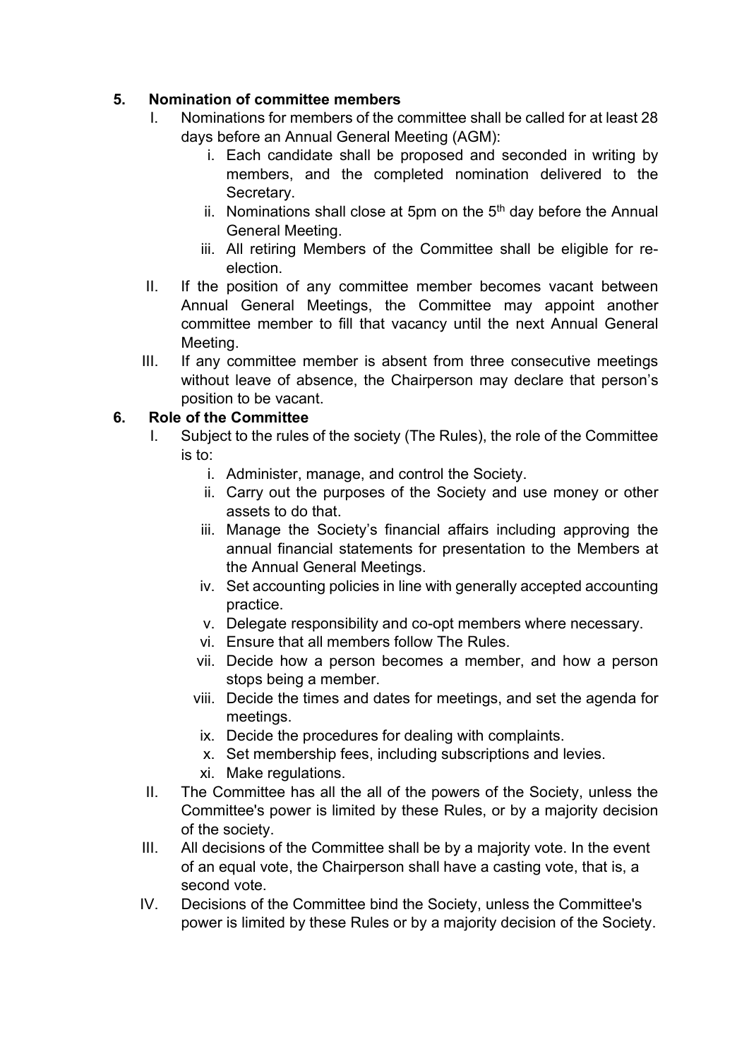## 5. Nomination of committee members

I. Nominations for members of the committee shall be called for at least 28 days before an Annual General Meeting (AGM):

   i. Each candidate shall be proposed and seconded in writing by members, and the completed nomination delivered to the Secretary.

   ii. Nominations shall close at 5pm on the 5th day before the Annual General Meeting.

   iii. All retiring Members of the Committee shall be eligible for re-election.

II. If the position of any committee member becomes vacant between Annual General Meetings, the Committee may appoint another committee member to fill that vacancy until the next Annual General Meeting.

III. If any committee member is absent from three consecutive meetings without leave of absence, the Chairperson may declare that person's position to be vacant.

## 6. Role of the Committee

I. Subject to the rules of the society (The Rules), the role of the Committee is to:

   i. Administer, manage, and control the Society.

   ii. Carry out the purposes of the Society and use money or other assets to do that.

   iii. Manage the Society's financial affairs including approving the annual financial statements for presentation to the Members at the Annual General Meetings.

   iv. Set accounting policies in line with generally accepted accounting practice.

   v. Delegate responsibility and co-opt members where necessary.

   vi. Ensure that all members follow The Rules.

   vii. Decide how a person becomes a member, and how a person stops being a member.

   viii. Decide the times and dates for meetings, and set the agenda for meetings.

   ix. Decide the procedures for dealing with complaints.

   x. Set membership fees, including subscriptions and levies.

   xi. Make regulations.

II. The Committee has all the all of the powers of the Society, unless the Committee's power is limited by these Rules, or by a majority decision of the society.

III. All decisions of the Committee shall be by a majority vote. In the event of an equal vote, the Chairperson shall have a casting vote, that is, a second vote.

IV. Decisions of the Committee bind the Society, unless the Committee's power is limited by these Rules or by a majority decision of the Society.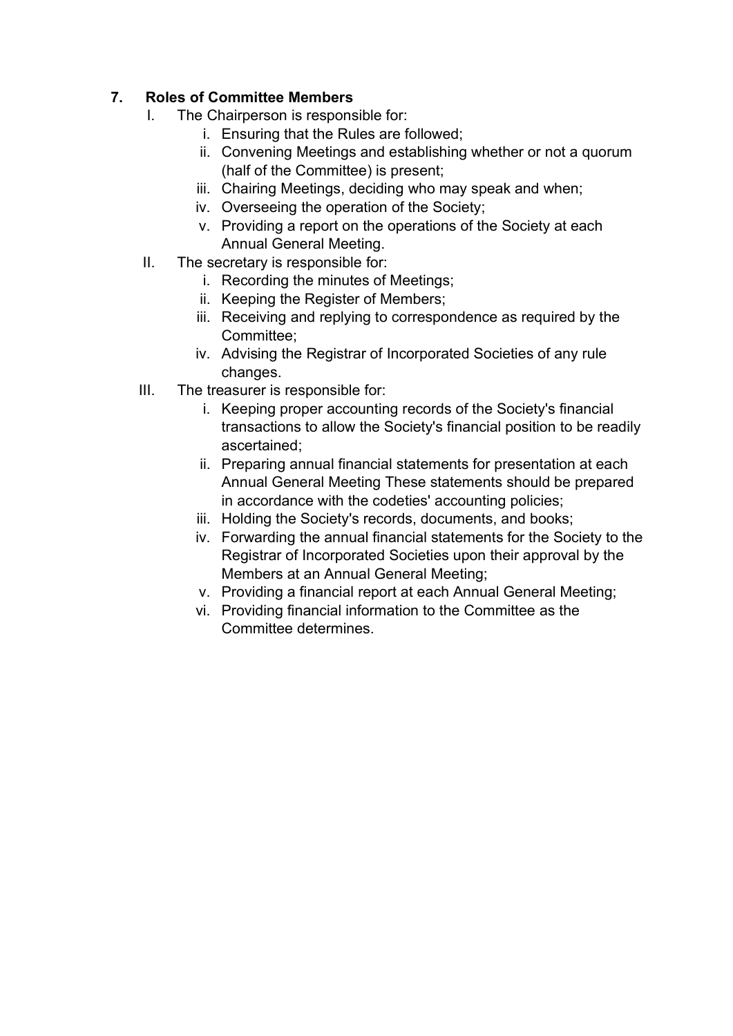## 7. Roles of Committee Members

I. The Chairperson is responsible for:
   i. Ensuring that the Rules are followed;
   ii. Convening Meetings and establishing whether or not a quorum (half of the Committee) is present;
   iii. Chairing Meetings, deciding who may speak and when;
   iv. Overseeing the operation of the Society;
   v. Providing a report on the operations of the Society at each Annual General Meeting.

II. The secretary is responsible for:
   i. Recording the minutes of Meetings;
   ii. Keeping the Register of Members;
   iii. Receiving and replying to correspondence as required by the Committee;
   iv. Advising the Registrar of Incorporated Societies of any rule changes.

III. The treasurer is responsible for:
   i. Keeping proper accounting records of the Society's financial transactions to allow the Society's financial position to be readily ascertained;
   ii. Preparing annual financial statements for presentation at each Annual General Meeting These statements should be prepared in accordance with the codeties' accounting policies;
   iii. Holding the Society's records, documents, and books;
   iv. Forwarding the annual financial statements for the Society to the Registrar of Incorporated Societies upon their approval by the Members at an Annual General Meeting;
   v. Providing a financial report at each Annual General Meeting;
   vi. Providing financial information to the Committee as the Committee determines.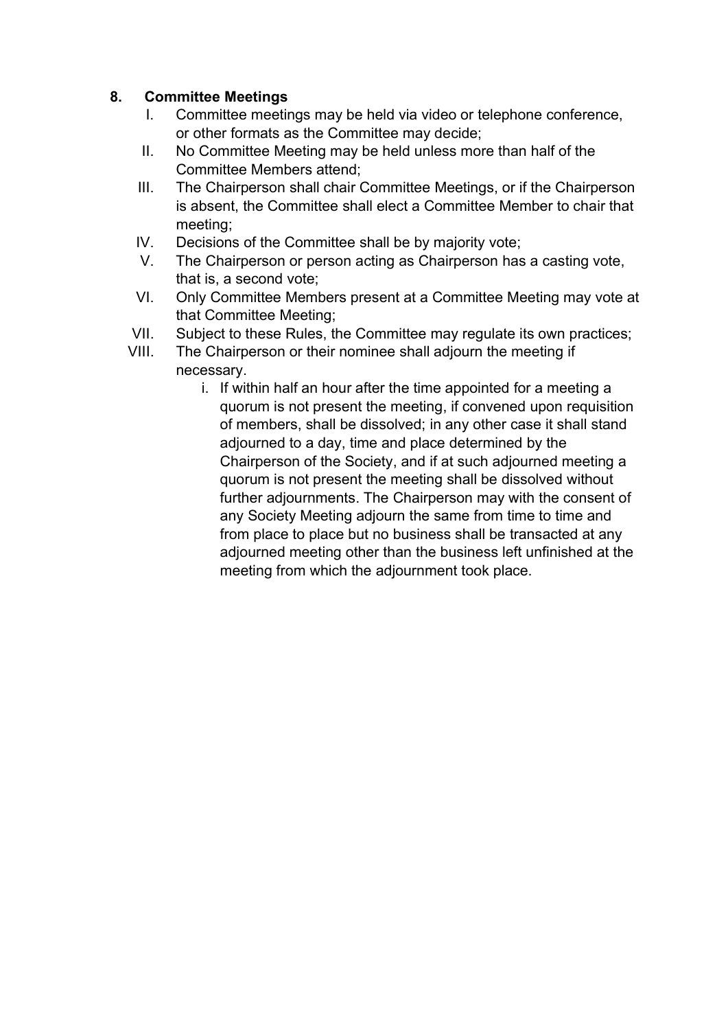## 8. Committee Meetings

I. Committee meetings may be held via video or telephone conference, or other formats as the Committee may decide;

II. No Committee Meeting may be held unless more than half of the Committee Members attend;

III. The Chairperson shall chair Committee Meetings, or if the Chairperson is absent, the Committee shall elect a Committee Member to chair that meeting;

IV. Decisions of the Committee shall be by majority vote;

V. The Chairperson or person acting as Chairperson has a casting vote, that is, a second vote;

VI. Only Committee Members present at a Committee Meeting may vote at that Committee Meeting;

VII. Subject to these Rules, the Committee may regulate its own practices;

VIII. The Chairperson or their nominee shall adjourn the meeting if necessary.

   i. If within half an hour after the time appointed for a meeting a quorum is not present the meeting, if convened upon requisition of members, shall be dissolved; in any other case it shall stand adjourned to a day, time and place determined by the Chairperson of the Society, and if at such adjourned meeting a quorum is not present the meeting shall be dissolved without further adjournments. The Chairperson may with the consent of any Society Meeting adjourn the same from time to time and from place to place but no business shall be transacted at any adjourned meeting other than the business left unfinished at the meeting from which the adjournment took place.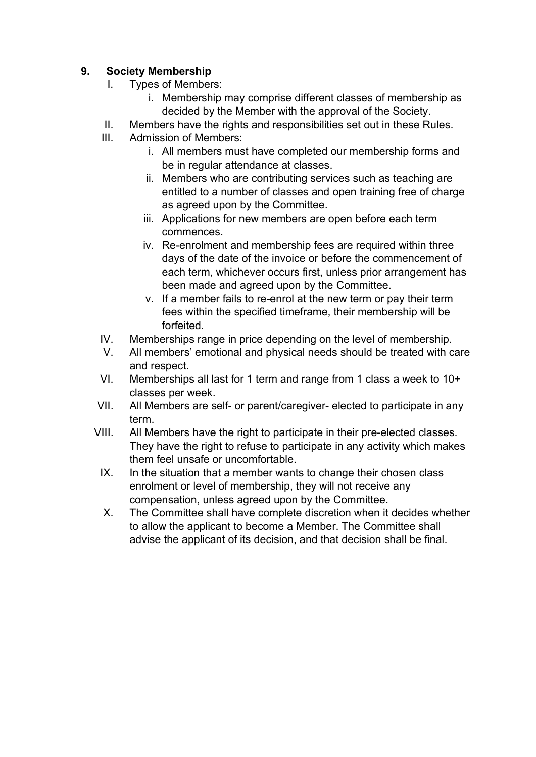## 9. Society Membership

I. Types of Members:

   i. Membership may comprise different classes of membership as decided by the Member with the approval of the Society.

II. Members have the rights and responsibilities set out in these Rules.

III. Admission of Members:

   i. All members must have completed our membership forms and be in regular attendance at classes.

   ii. Members who are contributing services such as teaching are entitled to a number of classes and open training free of charge as agreed upon by the Committee.

   iii. Applications for new members are open before each term commences.

   iv. Re-enrolment and membership fees are required within three days of the date of the invoice or before the commencement of each term, whichever occurs first, unless prior arrangement has been made and agreed upon by the Committee.

   v. If a member fails to re-enrol at the new term or pay their term fees within the specified timeframe, their membership will be forfeited.

IV. Memberships range in price depending on the level of membership.

V. All members' emotional and physical needs should be treated with care and respect.

VI. Memberships all last for 1 term and range from 1 class a week to 10+ classes per week.

VII. All Members are self- or parent/caregiver- elected to participate in any term.

VIII. All Members have the right to participate in their pre-elected classes. They have the right to refuse to participate in any activity which makes them feel unsafe or uncomfortable.

IX. In the situation that a member wants to change their chosen class enrolment or level of membership, they will not receive any compensation, unless agreed upon by the Committee.

X. The Committee shall have complete discretion when it decides whether to allow the applicant to become a Member. The Committee shall advise the applicant of its decision, and that decision shall be final.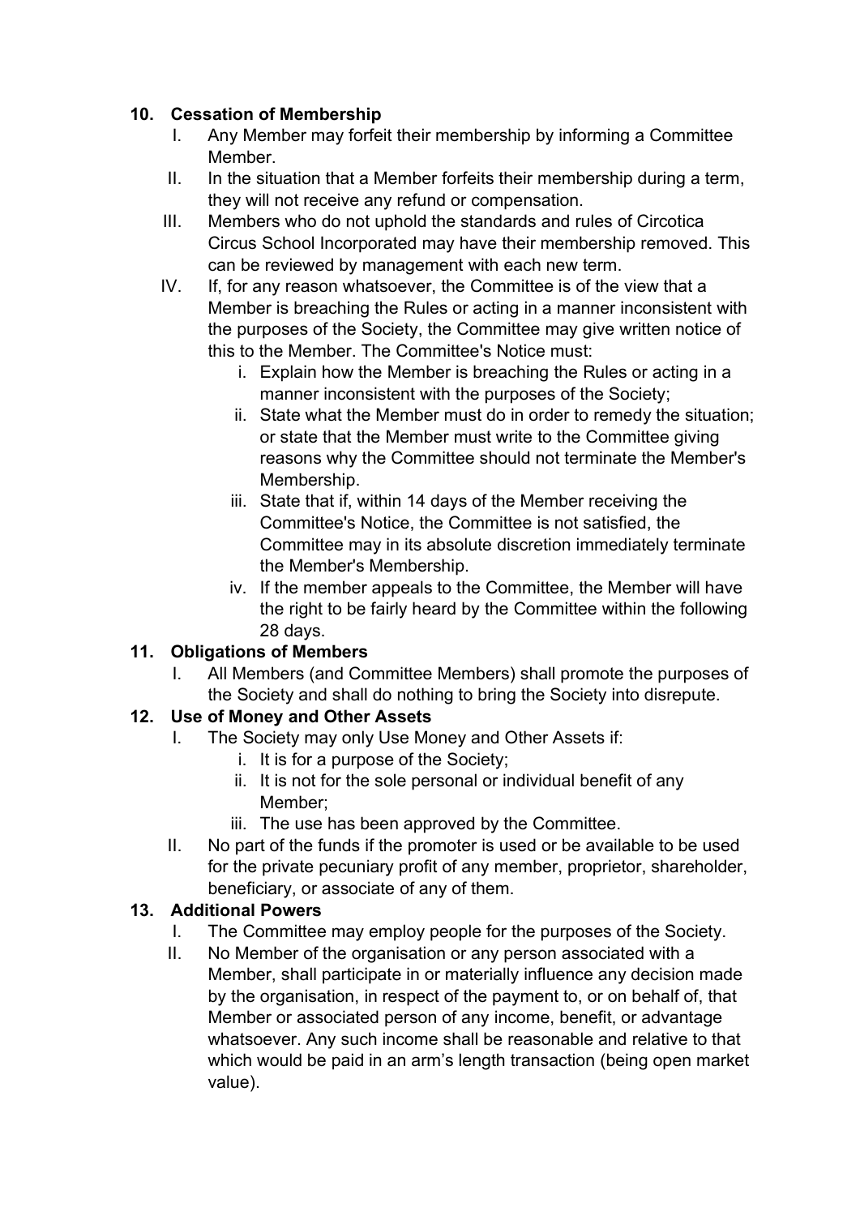**10. Cessation of Membership**

I. Any Member may forfeit their membership by informing a Committee Member.

II. In the situation that a Member forfeits their membership during a term, they will not receive any refund or compensation.

III. Members who do not uphold the standards and rules of Circotica Circus School Incorporated may have their membership removed. This can be reviewed by management with each new term.

IV. If, for any reason whatsoever, the Committee is of the view that a Member is breaching the Rules or acting in a manner inconsistent with the purposes of the Society, the Committee may give written notice of this to the Member. The Committee's Notice must:

   i. Explain how the Member is breaching the Rules or acting in a manner inconsistent with the purposes of the Society;

   ii. State what the Member must do in order to remedy the situation; or state that the Member must write to the Committee giving reasons why the Committee should not terminate the Member's Membership.

   iii. State that if, within 14 days of the Member receiving the Committee's Notice, the Committee is not satisfied, the Committee may in its absolute discretion immediately terminate the Member's Membership.

   iv. If the member appeals to the Committee, the Member will have the right to be fairly heard by the Committee within the following 28 days.

**11. Obligations of Members**

I. All Members (and Committee Members) shall promote the purposes of the Society and shall do nothing to bring the Society into disrepute.

**12. Use of Money and Other Assets**

I. The Society may only Use Money and Other Assets if:

   i. It is for a purpose of the Society;

   ii. It is not for the sole personal or individual benefit of any Member;

   iii. The use has been approved by the Committee.

II. No part of the funds if the promoter is used or be available to be used for the private pecuniary profit of any member, proprietor, shareholder, beneficiary, or associate of any of them.

**13. Additional Powers**

I. The Committee may employ people for the purposes of the Society.

II. No Member of the organisation or any person associated with a Member, shall participate in or materially influence any decision made by the organisation, in respect of the payment to, or on behalf of, that Member or associated person of any income, benefit, or advantage whatsoever. Any such income shall be reasonable and relative to that which would be paid in an arm's length transaction (being open market value).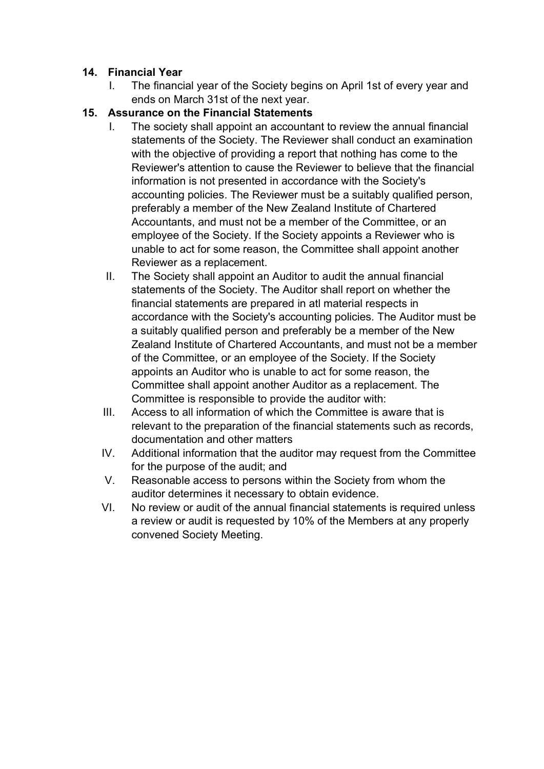**14. Financial Year**

I. The financial year of the Society begins on April 1st of every year and ends on March 31st of the next year.

**15. Assurance on the Financial Statements**

I. The society shall appoint an accountant to review the annual financial statements of the Society. The Reviewer shall conduct an examination with the objective of providing a report that nothing has come to the Reviewer's attention to cause the Reviewer to believe that the financial information is not presented in accordance with the Society's accounting policies. The Reviewer must be a suitably qualified person, preferably a member of the New Zealand Institute of Chartered Accountants, and must not be a member of the Committee, or an employee of the Society. If the Society appoints a Reviewer who is unable to act for some reason, the Committee shall appoint another Reviewer as a replacement.

II. The Society shall appoint an Auditor to audit the annual financial statements of the Society. The Auditor shall report on whether the financial statements are prepared in atl material respects in accordance with the Society's accounting policies. The Auditor must be a suitably qualified person and preferably be a member of the New Zealand Institute of Chartered Accountants, and must not be a member of the Committee, or an employee of the Society. If the Society appoints an Auditor who is unable to act for some reason, the Committee shall appoint another Auditor as a replacement. The Committee is responsible to provide the auditor with:

III. Access to all information of which the Committee is aware that is relevant to the preparation of the financial statements such as records, documentation and other matters

IV. Additional information that the auditor may request from the Committee for the purpose of the audit; and

V. Reasonable access to persons within the Society from whom the auditor determines it necessary to obtain evidence.

VI. No review or audit of the annual financial statements is required unless a review or audit is requested by 10% of the Members at any properly convened Society Meeting.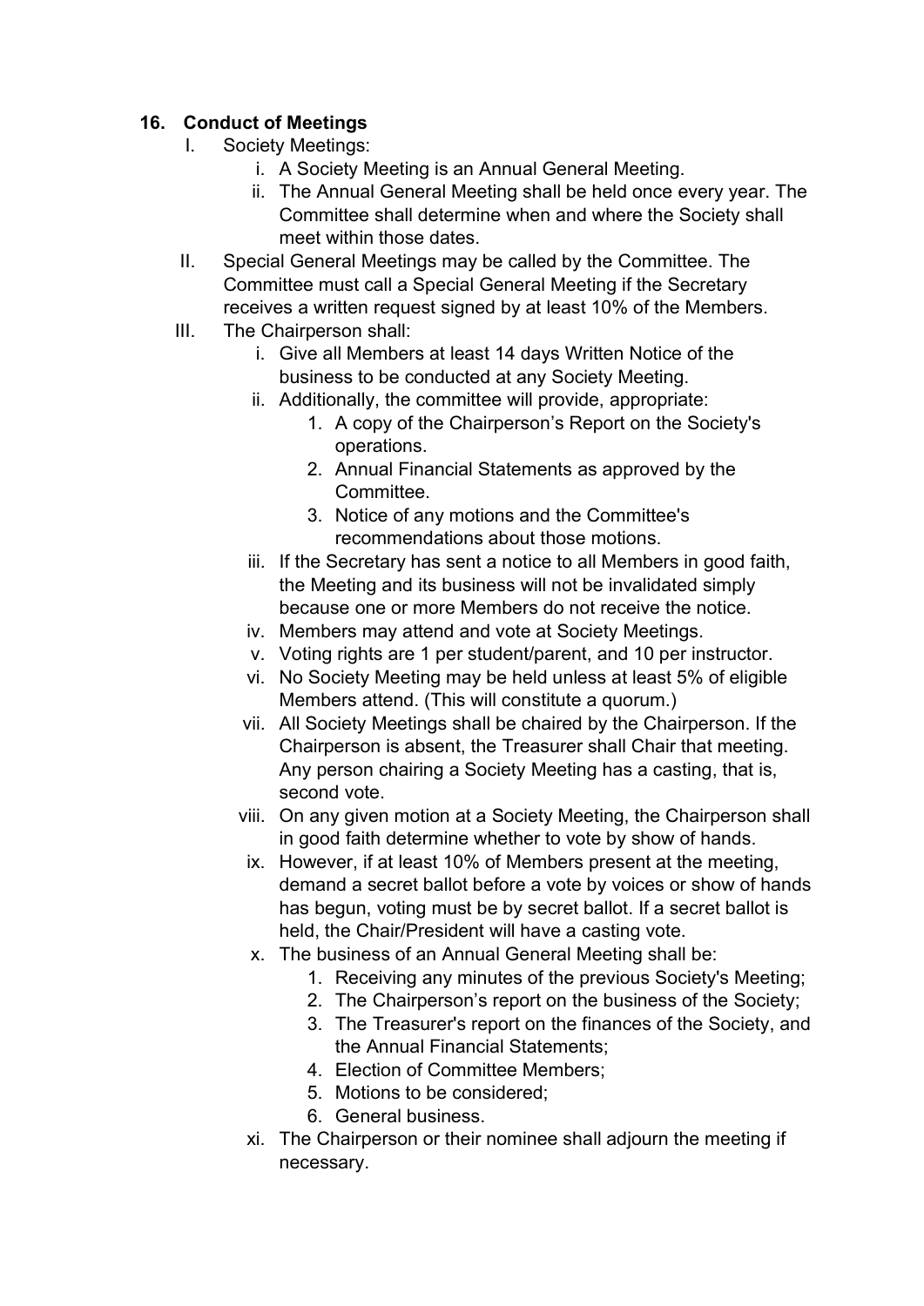### 16. Conduct of Meetings

I. Society Meetings:
   i. A Society Meeting is an Annual General Meeting.
   ii. The Annual General Meeting shall be held once every year. The Committee shall determine when and where the Society shall meet within those dates.

II. Special General Meetings may be called by the Committee. The Committee must call a Special General Meeting if the Secretary receives a written request signed by at least 10% of the Members.

III. The Chairperson shall:
   i. Give all Members at least 14 days Written Notice of the business to be conducted at any Society Meeting.
   ii. Additionally, the committee will provide, appropriate:
      1. A copy of the Chairperson's Report on the Society's operations.
      2. Annual Financial Statements as approved by the Committee.
      3. Notice of any motions and the Committee's recommendations about those motions.
   iii. If the Secretary has sent a notice to all Members in good faith, the Meeting and its business will not be invalidated simply because one or more Members do not receive the notice.
   iv. Members may attend and vote at Society Meetings.
   v. Voting rights are 1 per student/parent, and 10 per instructor.
   vi. No Society Meeting may be held unless at least 5% of eligible Members attend. (This will constitute a quorum.)
   vii. All Society Meetings shall be chaired by the Chairperson. If the Chairperson is absent, the Treasurer shall Chair that meeting. Any person chairing a Society Meeting has a casting, that is, second vote.
   viii. On any given motion at a Society Meeting, the Chairperson shall in good faith determine whether to vote by show of hands.
   ix. However, if at least 10% of Members present at the meeting, demand a secret ballot before a vote by voices or show of hands has begun, voting must be by secret ballot. If a secret ballot is held, the Chair/President will have a casting vote.
   x. The business of an Annual General Meeting shall be:
      1. Receiving any minutes of the previous Society's Meeting;
      2. The Chairperson's report on the business of the Society;
      3. The Treasurer's report on the finances of the Society, and the Annual Financial Statements;
      4. Election of Committee Members;
      5. Motions to be considered;
      6. General business.
   xi. The Chairperson or their nominee shall adjourn the meeting if necessary.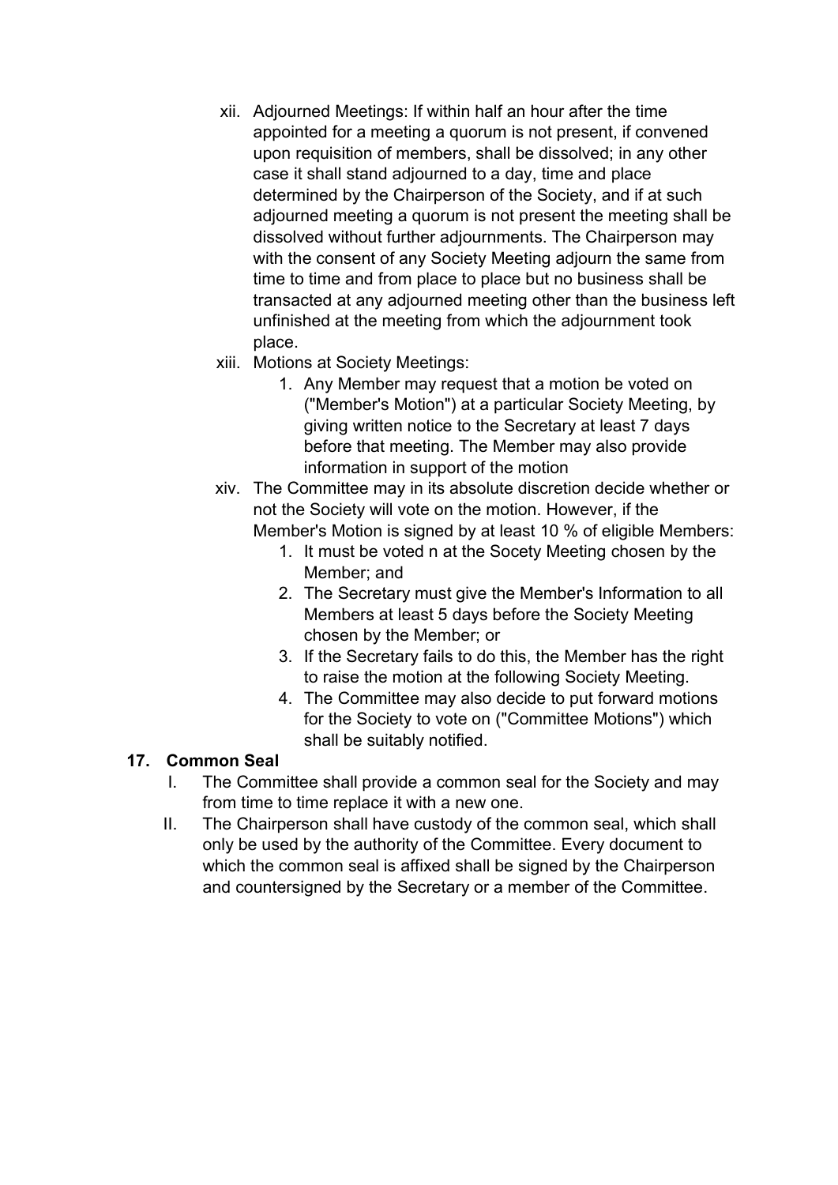xii. Adjourned Meetings: If within half an hour after the time appointed for a meeting a quorum is not present, if convened upon requisition of members, shall be dissolved; in any other case it shall stand adjourned to a day, time and place determined by the Chairperson of the Society, and if at such adjourned meeting a quorum is not present the meeting shall be dissolved without further adjournments. The Chairperson may with the consent of any Society Meeting adjourn the same from time to time and from place to place but no business shall be transacted at any adjourned meeting other than the business left unfinished at the meeting from which the adjournment took place.

xiii. Motions at Society Meetings:
   1. Any Member may request that a motion be voted on ("Member's Motion") at a particular Society Meeting, by giving written notice to the Secretary at least 7 days before that meeting. The Member may also provide information in support of the motion

xiv. The Committee may in its absolute discretion decide whether or not the Society will vote on the motion. However, if the Member's Motion is signed by at least 10 % of eligible Members:
   1. It must be voted n at the Socety Meeting chosen by the Member; and
   2. The Secretary must give the Member's Information to all Members at least 5 days before the Society Meeting chosen by the Member; or
   3. If the Secretary fails to do this, the Member has the right to raise the motion at the following Society Meeting.
   4. The Committee may also decide to put forward motions for the Society to vote on ("Committee Motions") which shall be suitably notified.

## 17. Common Seal

I. The Committee shall provide a common seal for the Society and may from time to time replace it with a new one.

II. The Chairperson shall have custody of the common seal, which shall only be used by the authority of the Committee. Every document to which the common seal is affixed shall be signed by the Chairperson and countersigned by the Secretary or a member of the Committee.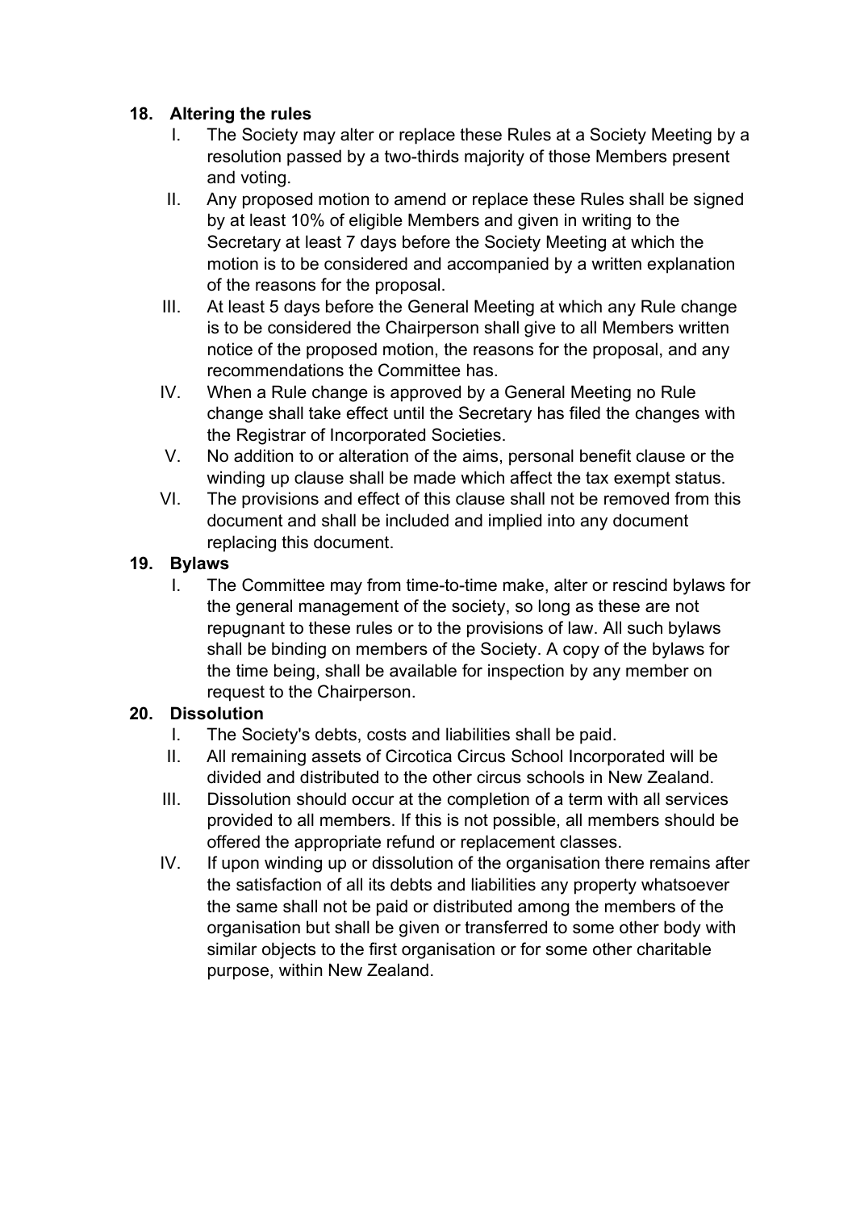**18. Altering the rules**

I. The Society may alter or replace these Rules at a Society Meeting by a resolution passed by a two-thirds majority of those Members present and voting.

II. Any proposed motion to amend or replace these Rules shall be signed by at least 10% of eligible Members and given in writing to the Secretary at least 7 days before the Society Meeting at which the motion is to be considered and accompanied by a written explanation of the reasons for the proposal.

III. At least 5 days before the General Meeting at which any Rule change is to be considered the Chairperson shall give to all Members written notice of the proposed motion, the reasons for the proposal, and any recommendations the Committee has.

IV. When a Rule change is approved by a General Meeting no Rule change shall take effect until the Secretary has filed the changes with the Registrar of Incorporated Societies.

V. No addition to or alteration of the aims, personal benefit clause or the winding up clause shall be made which affect the tax exempt status.

VI. The provisions and effect of this clause shall not be removed from this document and shall be included and implied into any document replacing this document.

**19. Bylaws**

I. The Committee may from time-to-time make, alter or rescind bylaws for the general management of the society, so long as these are not repugnant to these rules or to the provisions of law. All such bylaws shall be binding on members of the Society. A copy of the bylaws for the time being, shall be available for inspection by any member on request to the Chairperson.

**20. Dissolution**

I. The Society's debts, costs and liabilities shall be paid.

II. All remaining assets of Circotica Circus School Incorporated will be divided and distributed to the other circus schools in New Zealand.

III. Dissolution should occur at the completion of a term with all services provided to all members. If this is not possible, members should be offered the appropriate refund or replacement classes.

IV. If upon winding up or dissolution of the organisation there remains after the satisfaction of all its debts and liabilities any property whatsoever the same shall not be paid or distributed among the members of the organisation but shall be given or transferred to some other body with similar objects to the first organisation or for some other charitable purpose, within New Zealand.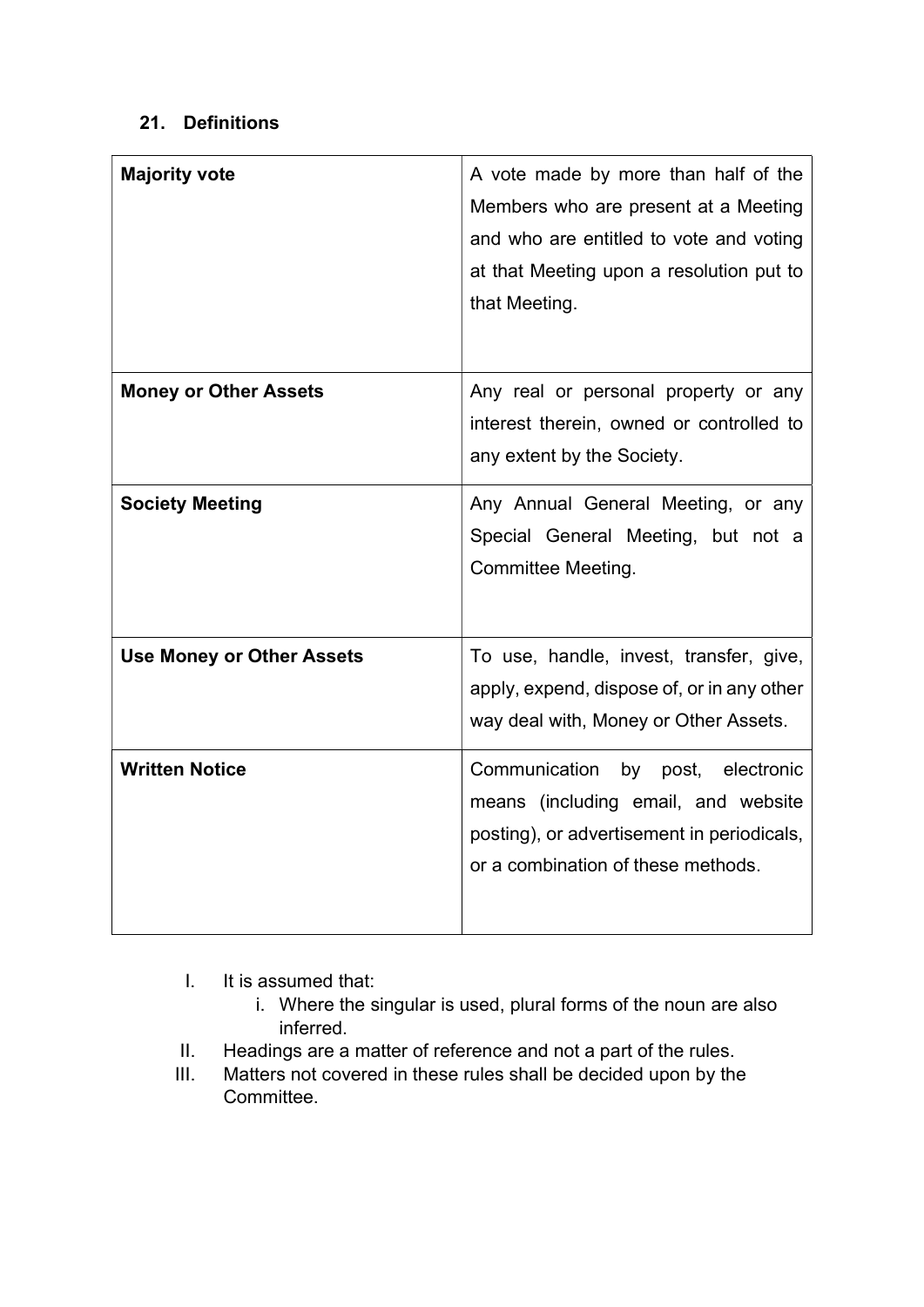## 21. Definitions

| | |
|---|---|
| **Majority vote** | A vote made by more than half of the Members who are present at a Meeting and who are entitled to vote and voting at that Meeting upon a resolution put to that Meeting. |
| **Money or Other Assets** | Any real or personal property or any interest therein, owned or controlled to any extent by the Society. |
| **Society Meeting** | Any Annual General Meeting, or any Special General Meeting, but not a Committee Meeting. |
| **Use Money or Other Assets** | To use, handle, invest, transfer, give, apply, expend, dispose of, or in any other way deal with, Money or Other Assets. |
| **Written Notice** | Communication by post, electronic means (including email, and website posting), or advertisement in periodicals, or a combination of these methods. |

I. It is assumed that:
   i. Where the singular is used, plural forms of the noun are also inferred.

II. Headings are a matter of reference and not a part of the rules.

III. Matters not covered in these rules shall be decided upon by the Committee.